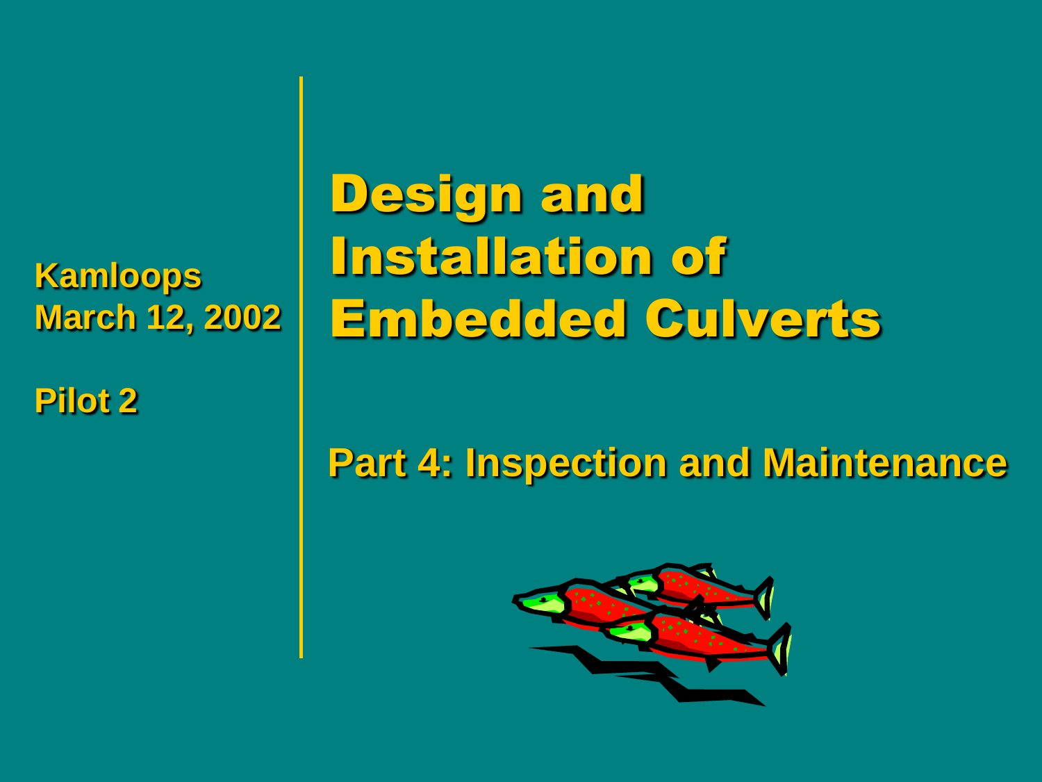Kamloops
March 12, 2002

Pilot 2

# Design and Installation of Embedded Culverts

## Part 4: Inspection and Maintenance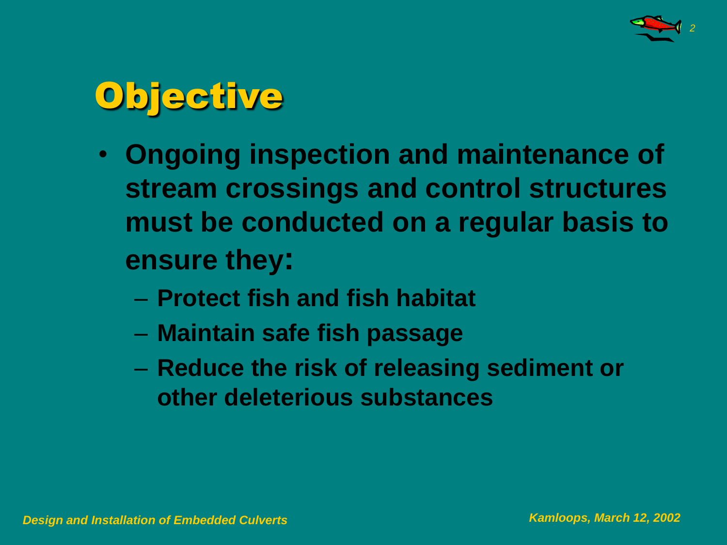# Objective

- **Ongoing inspection and maintenance of stream crossings and control structures must be conducted on a regular basis to ensure they:**
  - **Protect fish and fish habitat**
  - **Maintain safe fish passage**
  - **Reduce the risk of releasing sediment or other deleterious substances**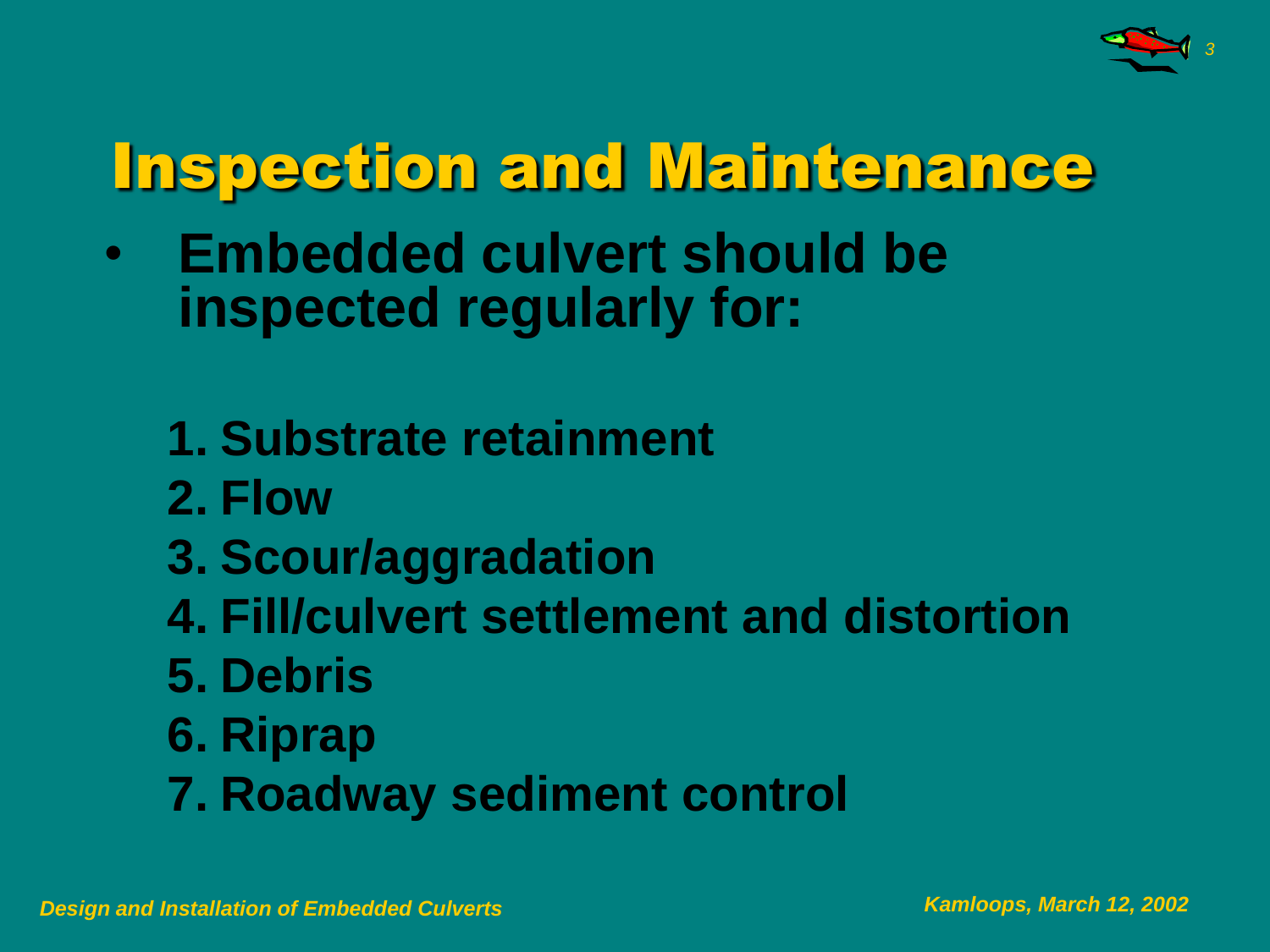# Inspection and Maintenance

- **Embedded culvert should be inspected regularly for:**

  1. **Substrate retainment**
  2. **Flow**
  3. **Scour/aggradation**
  4. **Fill/culvert settlement and distortion**
  5. **Debris**
  6. **Riprap**
  7. **Roadway sediment control**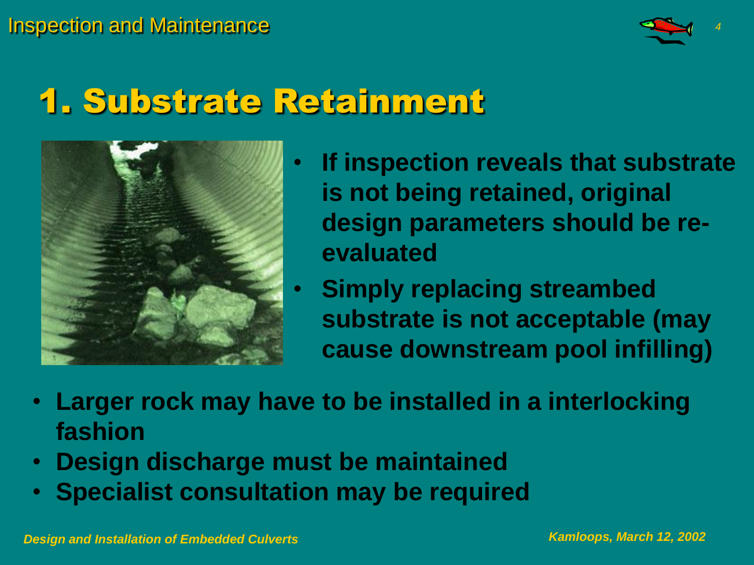# 1. Substrate Retainment

- **If inspection reveals that substrate is not being retained, original design parameters should be re-evaluated**
- **Simply replacing streambed substrate is not acceptable (may cause downstream pool infilling)**
- **Larger rock may have to be installed in a interlocking fashion**
- **Design discharge must be maintained**
- **Specialist consultation may be required**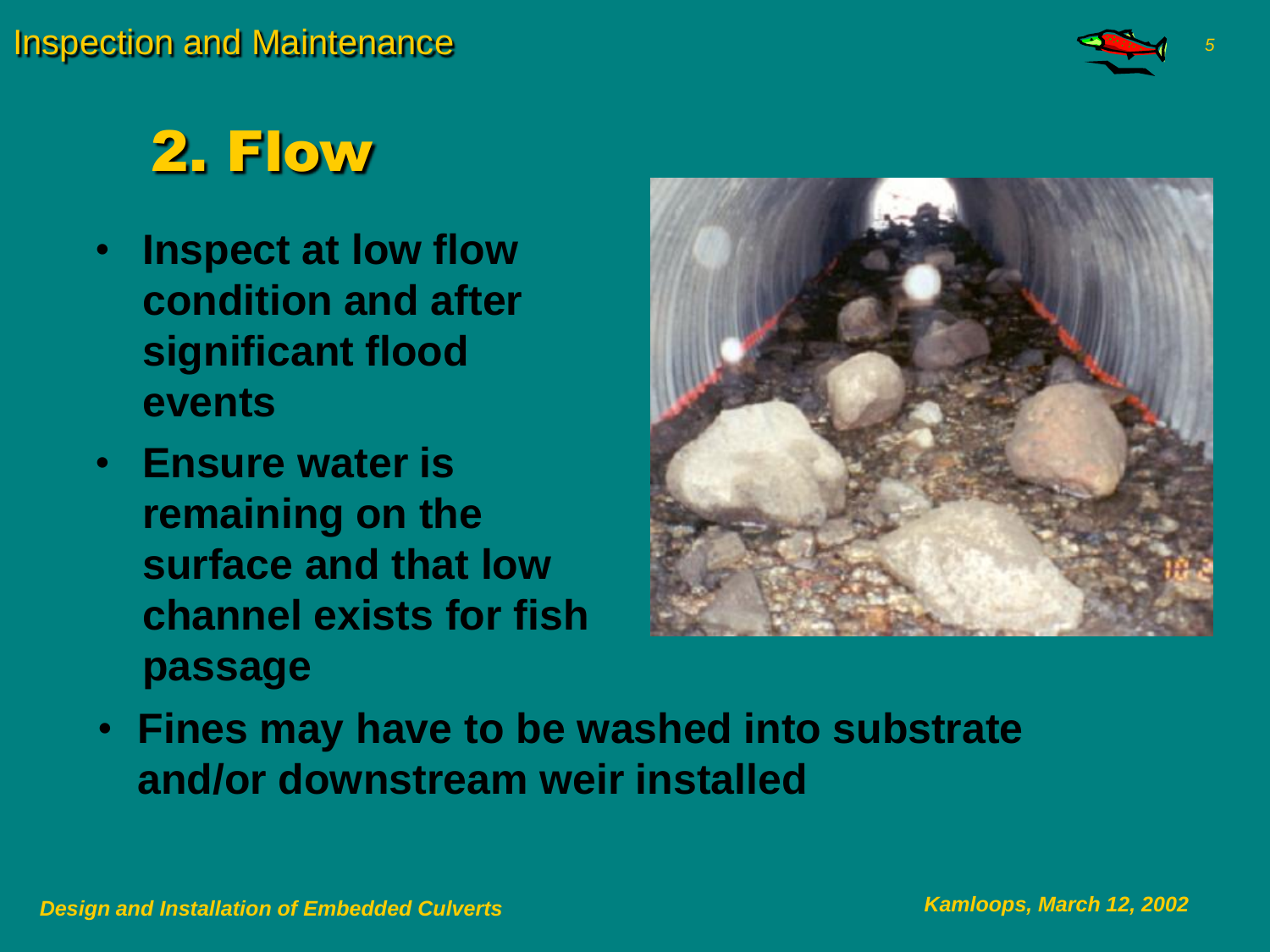# 2. Flow

- **Inspect at low flow condition and after significant flood events**
- **Ensure water is remaining on the surface and that low channel exists for fish passage**
- **Fines may have to be washed into substrate and/or downstream weir installed**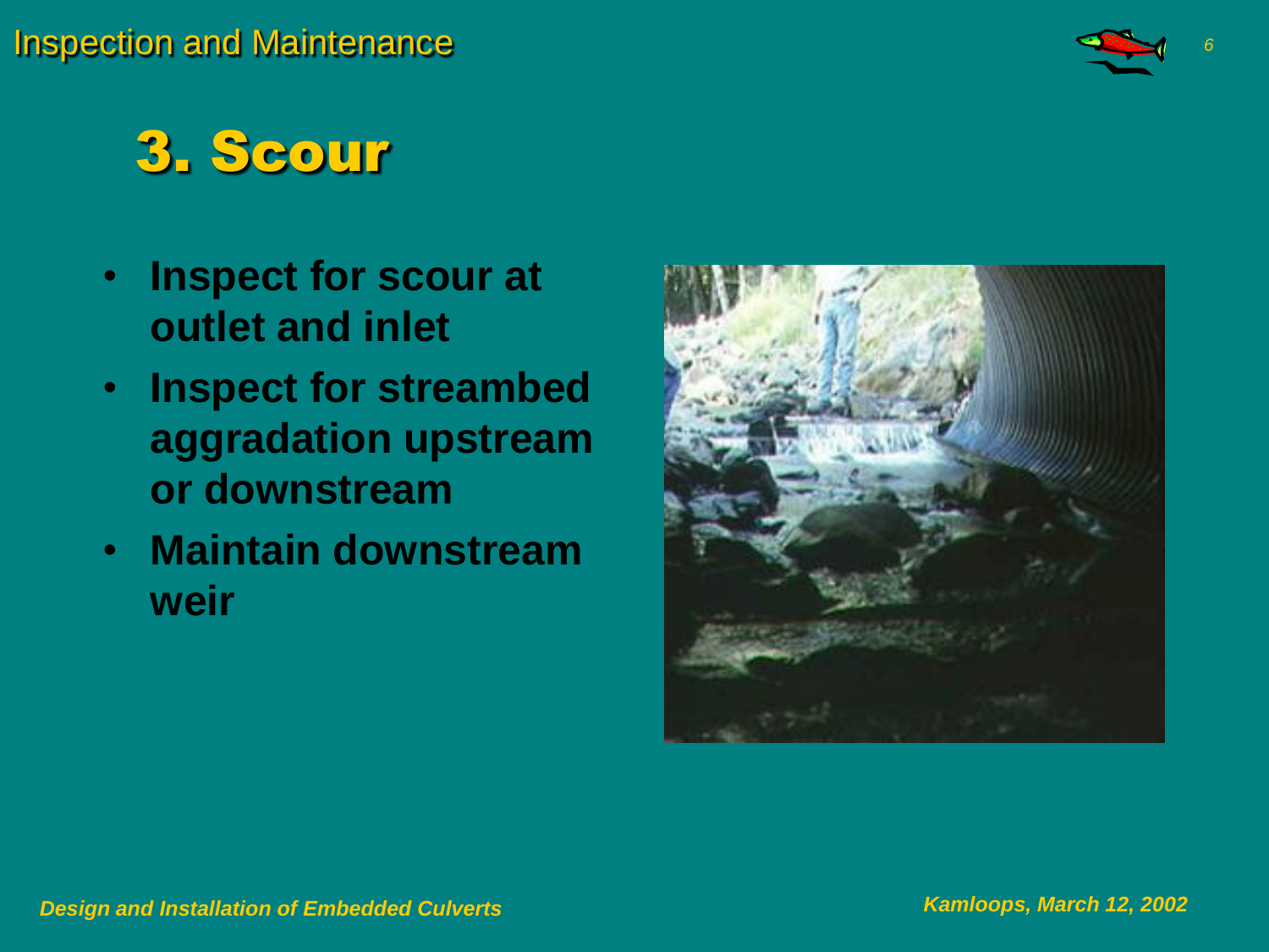# 3. Scour

- **Inspect for scour at outlet and inlet**
- **Inspect for streambed aggradation upstream or downstream**
- **Maintain downstream weir**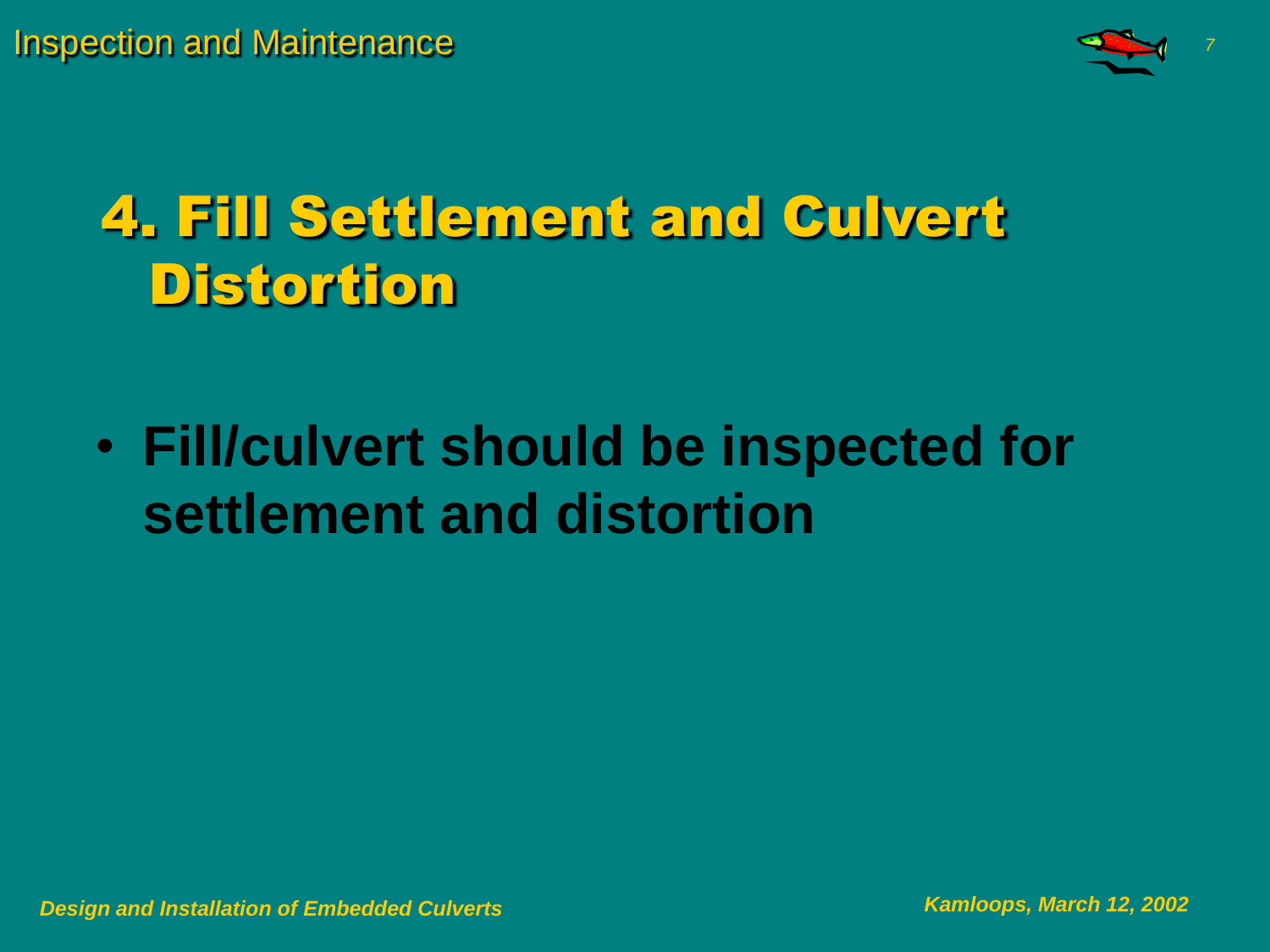# 4. Fill Settlement and Culvert Distortion

- **Fill/culvert should be inspected for settlement and distortion**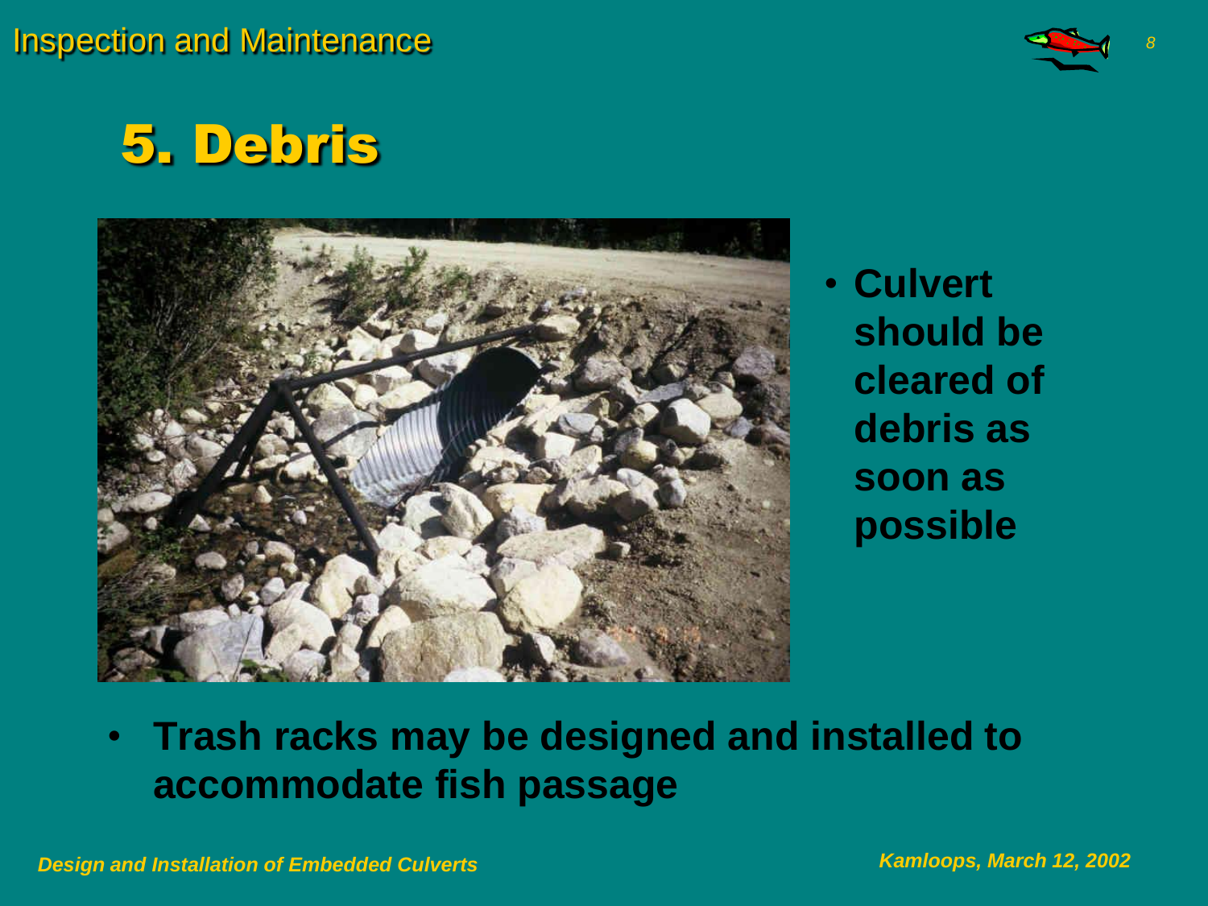# 5. Debris

- **Culvert should be cleared of debris as soon as possible**

- **Trash racks may be designed and installed to accommodate fish passage**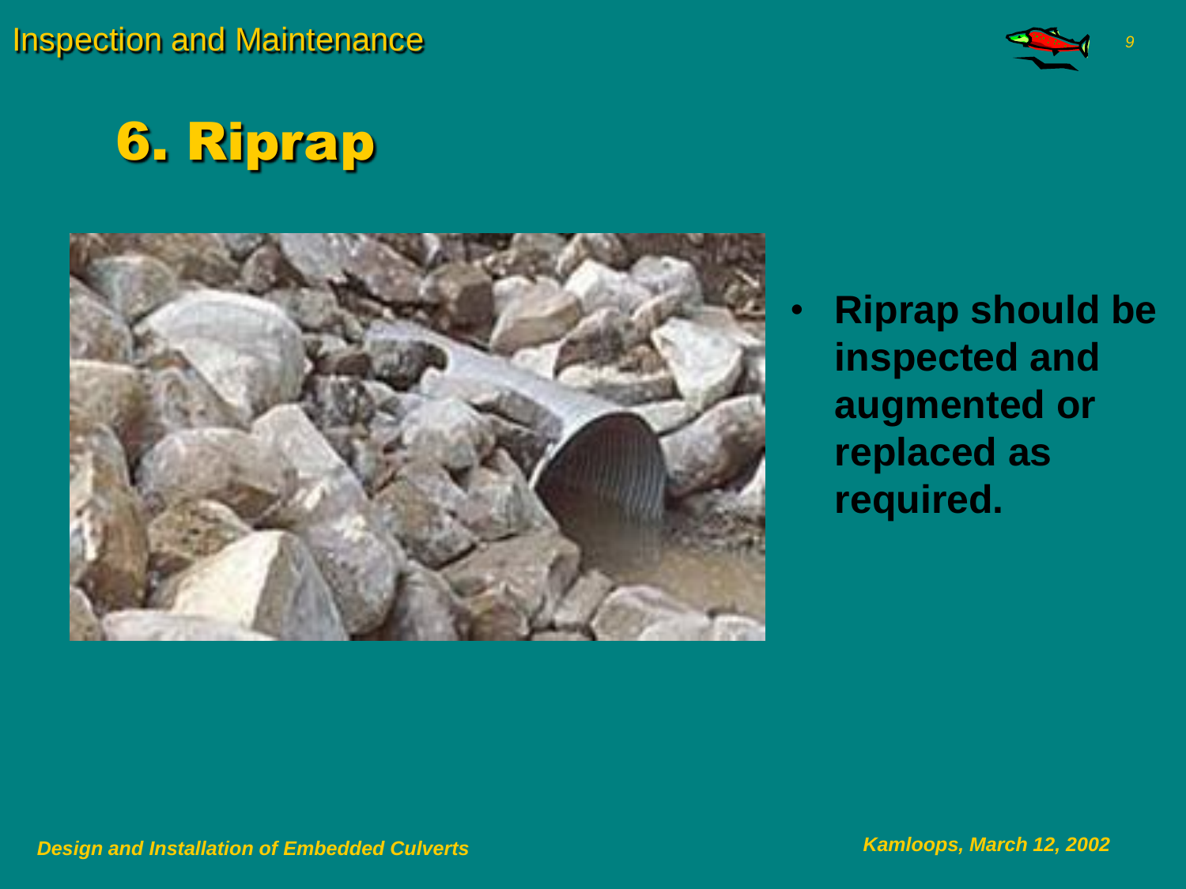# 6. Riprap

- **Riprap should be inspected and augmented or replaced as required.**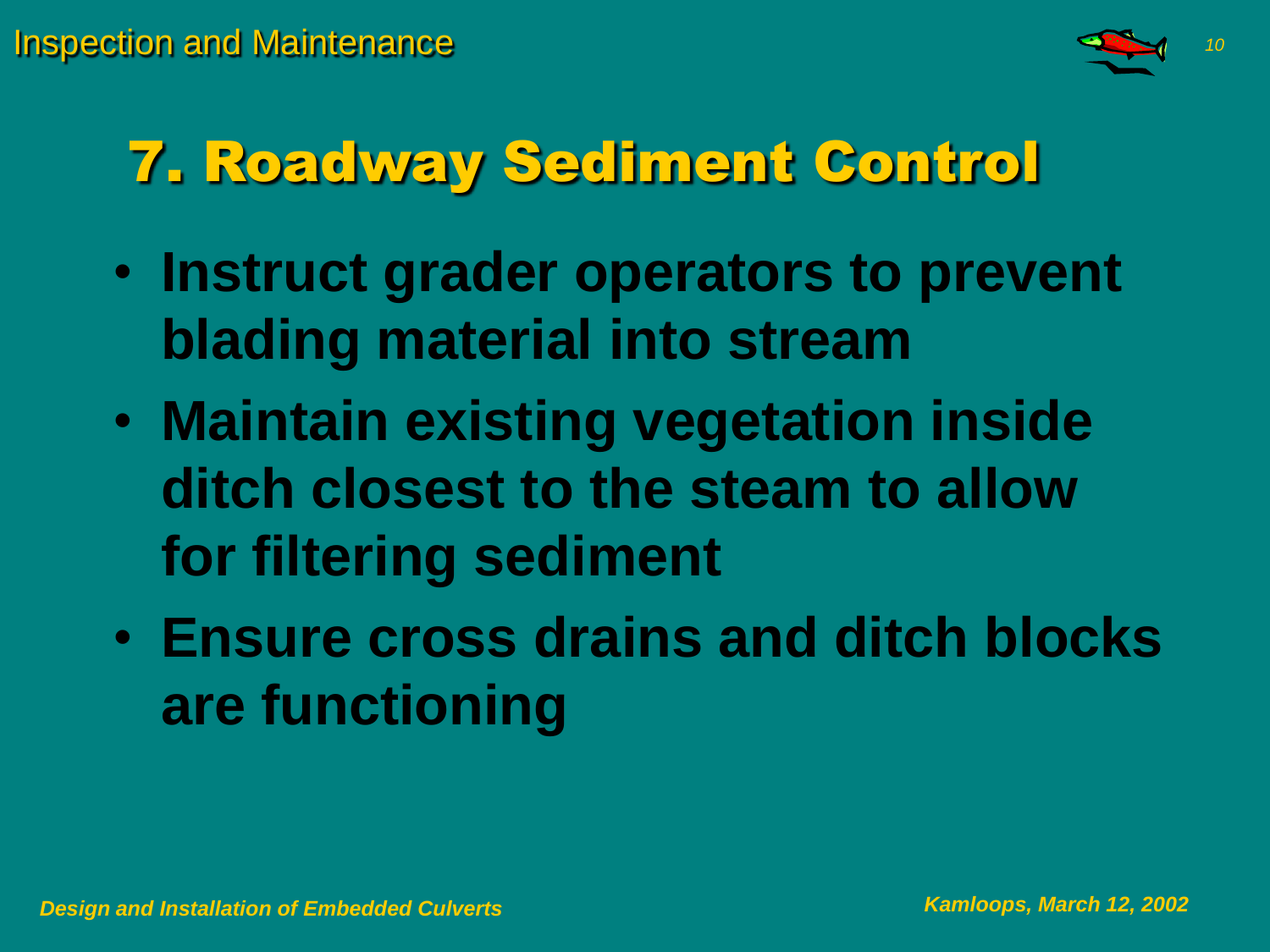# 7. Roadway Sediment Control

- **Instruct grader operators to prevent blading material into stream**
- **Maintain existing vegetation inside ditch closest to the steam to allow for filtering sediment**
- **Ensure cross drains and ditch blocks are functioning**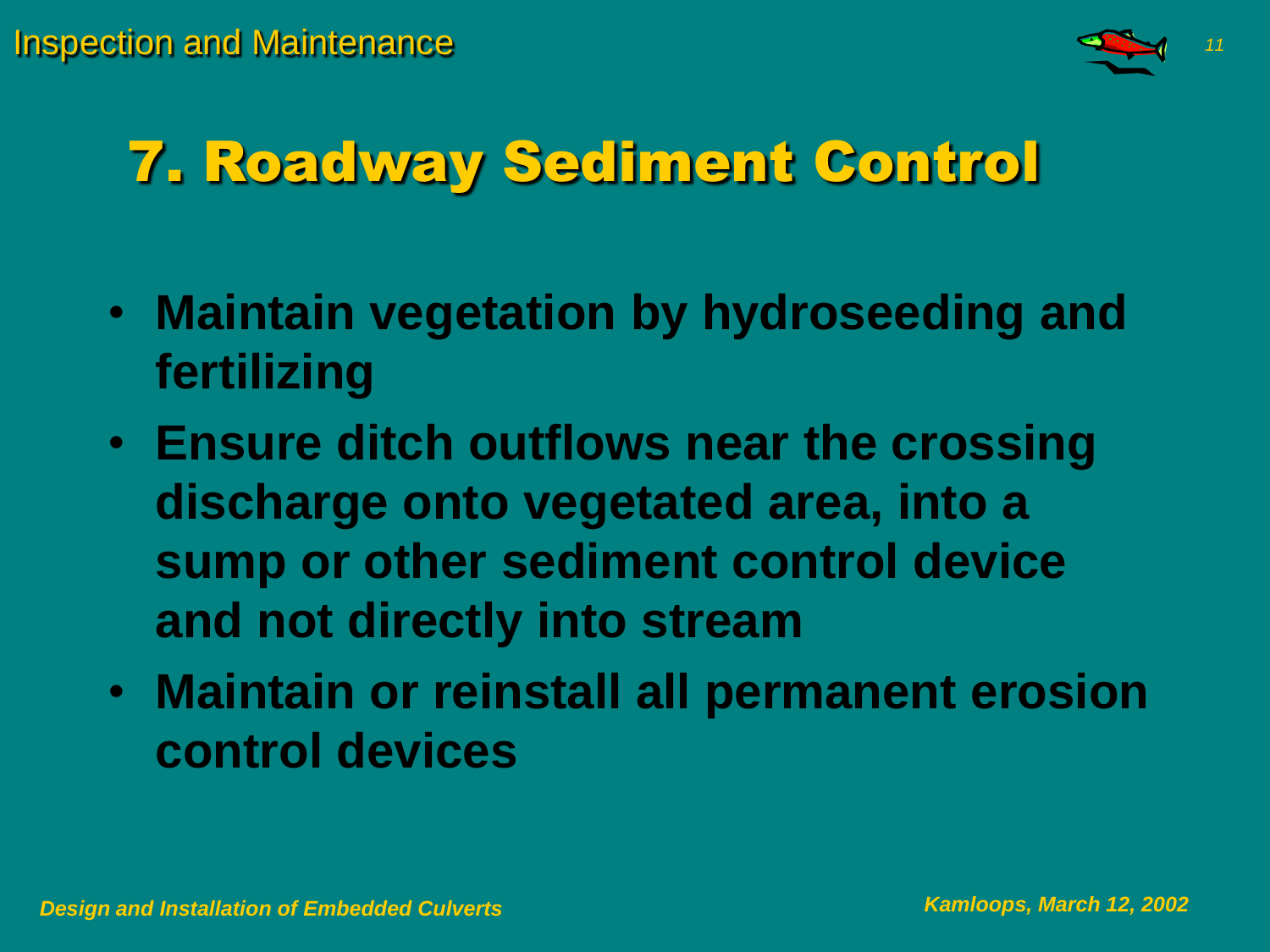# 7. Roadway Sediment Control

- Maintain vegetation by hydroseeding and fertilizing
- Ensure ditch outflows near the crossing discharge onto vegetated area, into a sump or other sediment control device and not directly into stream
- Maintain or reinstall all permanent erosion control devices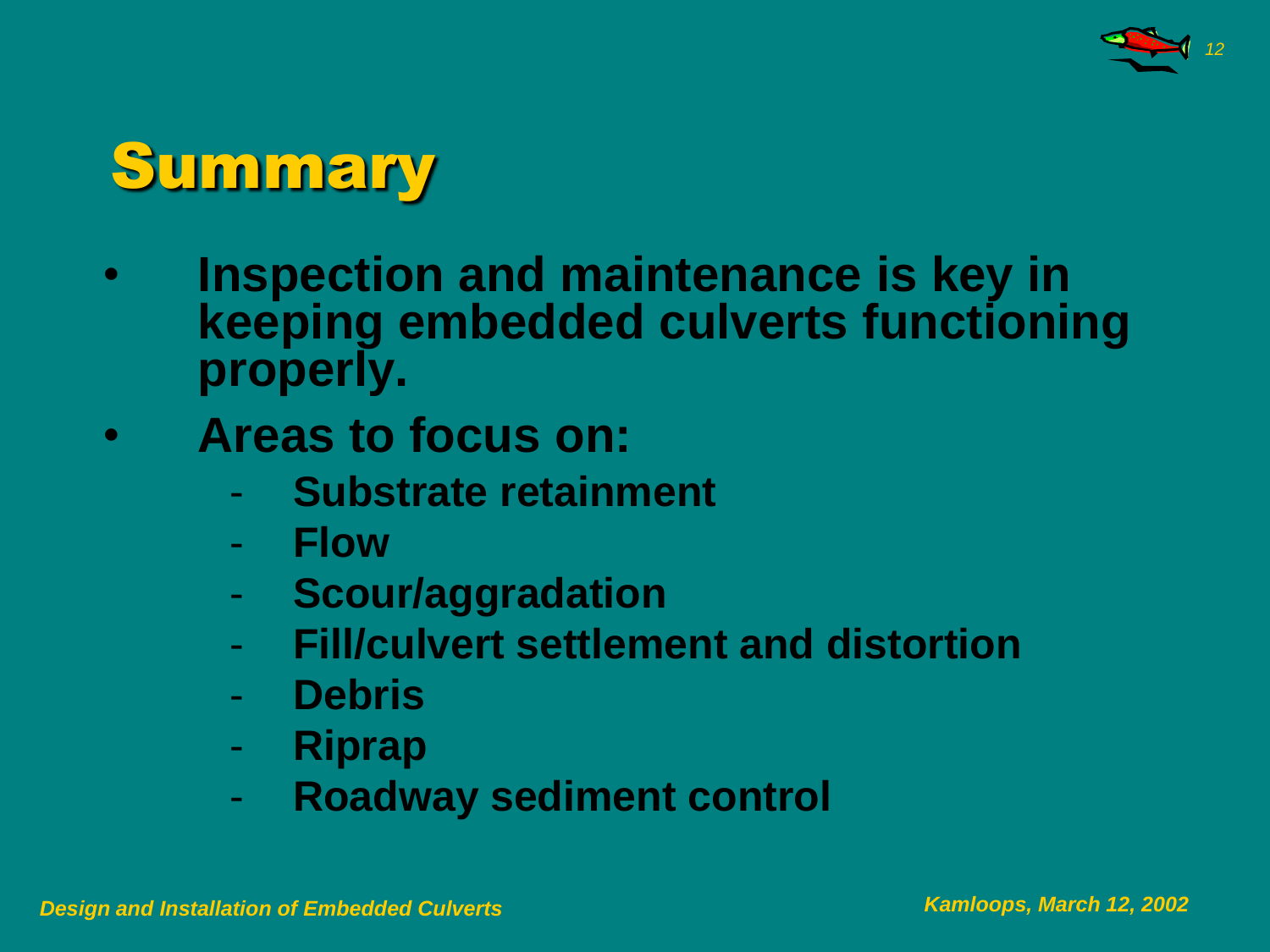# Summary

- **Inspection and maintenance is key in keeping embedded culverts functioning properly.**
- **Areas to focus on:**
  - **Substrate retainment**
  - **Flow**
  - **Scour/aggradation**
  - **Fill/culvert settlement and distortion**
  - **Debris**
  - **Riprap**
  - **Roadway sediment control**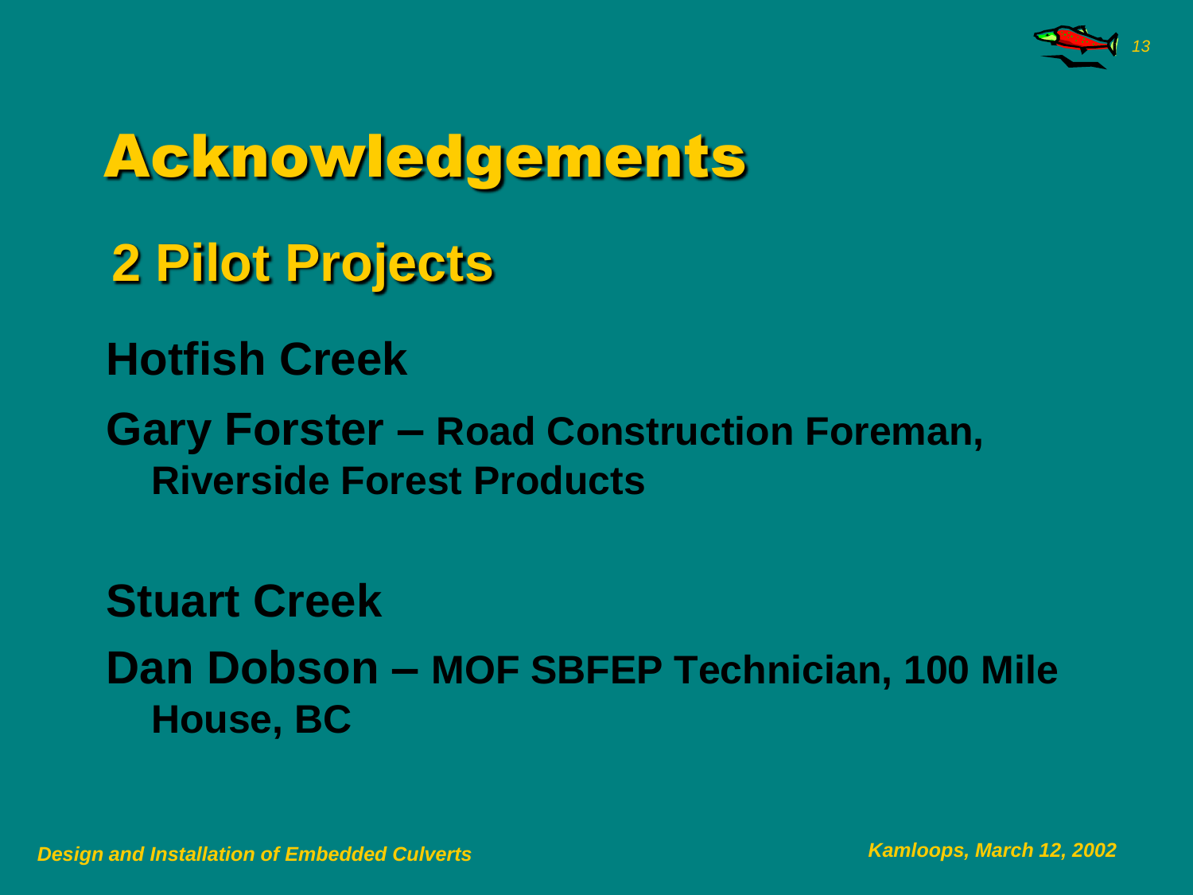# Acknowledgements

## 2 Pilot Projects

**Hotfish Creek**

**Gary Forster – Road Construction Foreman, Riverside Forest Products**

**Stuart Creek**

**Dan Dobson – MOF SBFEP Technician, 100 Mile House, BC**